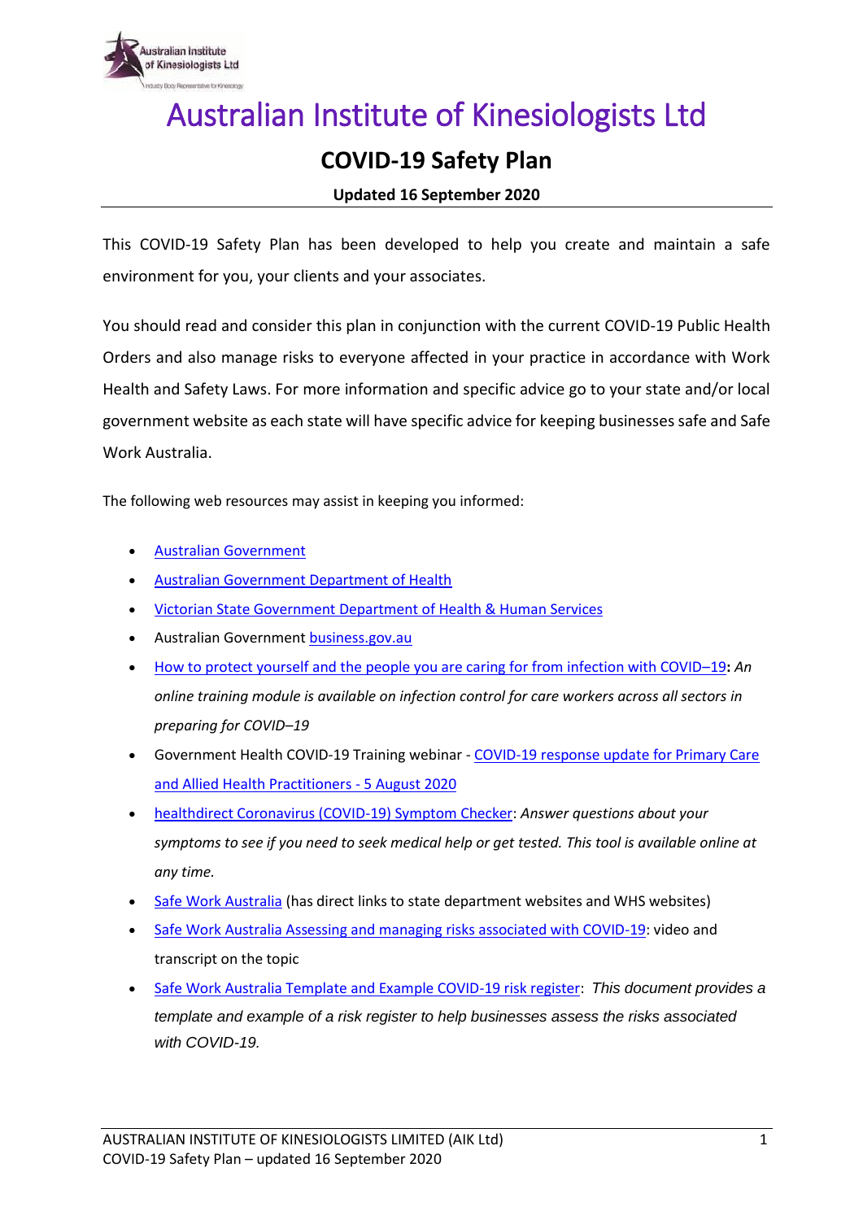# Australian Institute of Kinesiologists Ltd

## COVID-19 Safety Plan

**Updated 16 September 2020**

This COVID-19 Safety Plan has been developed to help you create and maintain a safe environment for you, your clients and your associates.

You should read and consider this plan in conjunction with the current COVID-19 Public Health Orders and also manage risks to everyone affected in your practice in accordance with Work Health and Safety Laws. For more information and specific advice go to your state and/or local government website as each state will have specific advice for keeping businesses safe and Safe Work Australia.

The following web resources may assist in keeping you informed:

- Australian Government
- Australian Government Department of Health
- Victorian State Government Department of Health & Human Services
- Australian Government business.gov.au
- How to protect yourself and the people you are caring for from infection with COVID–19**:** *An online training module is available on infection control for care workers across all sectors in preparing for COVID–19*
- Government Health COVID-19 Training webinar - COVID-19 response update for Primary Care and Allied Health Practitioners - 5 August 2020
- healthdirect Coronavirus (COVID-19) Symptom Checker: *Answer questions about your symptoms to see if you need to seek medical help or get tested. This tool is available online at any time.*
- Safe Work Australia (has direct links to state department websites and WHS websites)
- Safe Work Australia Assessing and managing risks associated with COVID-19: video and transcript on the topic
- Safe Work Australia Template and Example COVID-19 risk register: *This document provides a template and example of a risk register to help businesses assess the risks associated with COVID-19.*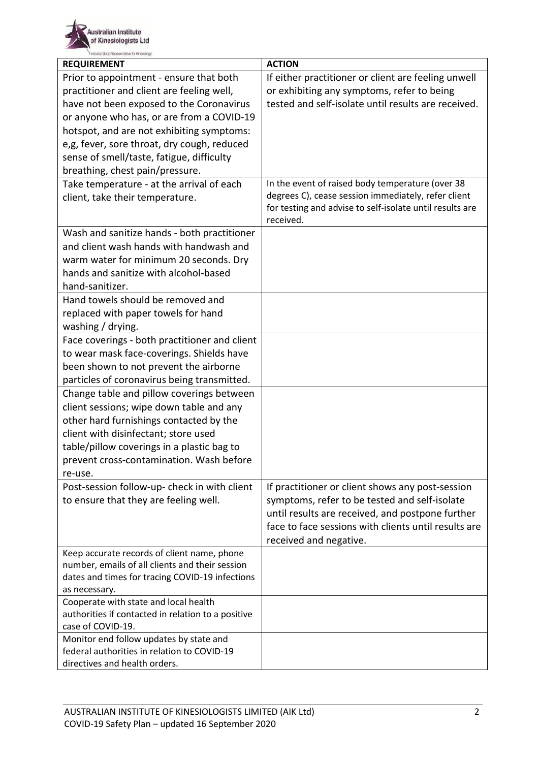| REQUIREMENT | ACTION |
| --- | --- |
| Prior to appointment - ensure that both practitioner and client are feeling well, have not been exposed to the Coronavirus or anyone who has, or are from a COVID-19 hotspot, and are not exhibiting symptoms: e,g, fever, sore throat, dry cough, reduced sense of smell/taste, fatigue, difficulty breathing, chest pain/pressure. | If either practitioner or client are feeling unwell or exhibiting any symptoms, refer to being tested and self-isolate until results are received. |
| Take temperature - at the arrival of each client, take their temperature. | In the event of raised body temperature (over 38 degrees C), cease session immediately, refer client for testing and advise to self-isolate until results are received. |
| Wash and sanitize hands - both practitioner and client wash hands with handwash and warm water for minimum 20 seconds. Dry hands and sanitize with alcohol-based hand-sanitizer. | |
| Hand towels should be removed and replaced with paper towels for hand washing / drying. | |
| Face coverings - both practitioner and client to wear mask face-coverings. Shields have been shown to not prevent the airborne particles of coronavirus being transmitted. | |
| Change table and pillow coverings between client sessions; wipe down table and any other hard furnishings contacted by the client with disinfectant; store used table/pillow coverings in a plastic bag to prevent cross-contamination. Wash before re-use. | |
| Post-session follow-up- check in with client to ensure that they are feeling well. | If practitioner or client shows any post-session symptoms, refer to be tested and self-isolate until results are received, and postpone further face to face sessions with clients until results are received and negative. |
| Keep accurate records of client name, phone number, emails of all clients and their session dates and times for tracing COVID-19 infections as necessary. | |
| Cooperate with state and local health authorities if contacted in relation to a positive case of COVID-19. | |
| Monitor end follow updates by state and federal authorities in relation to COVID-19 directives and health orders. | |